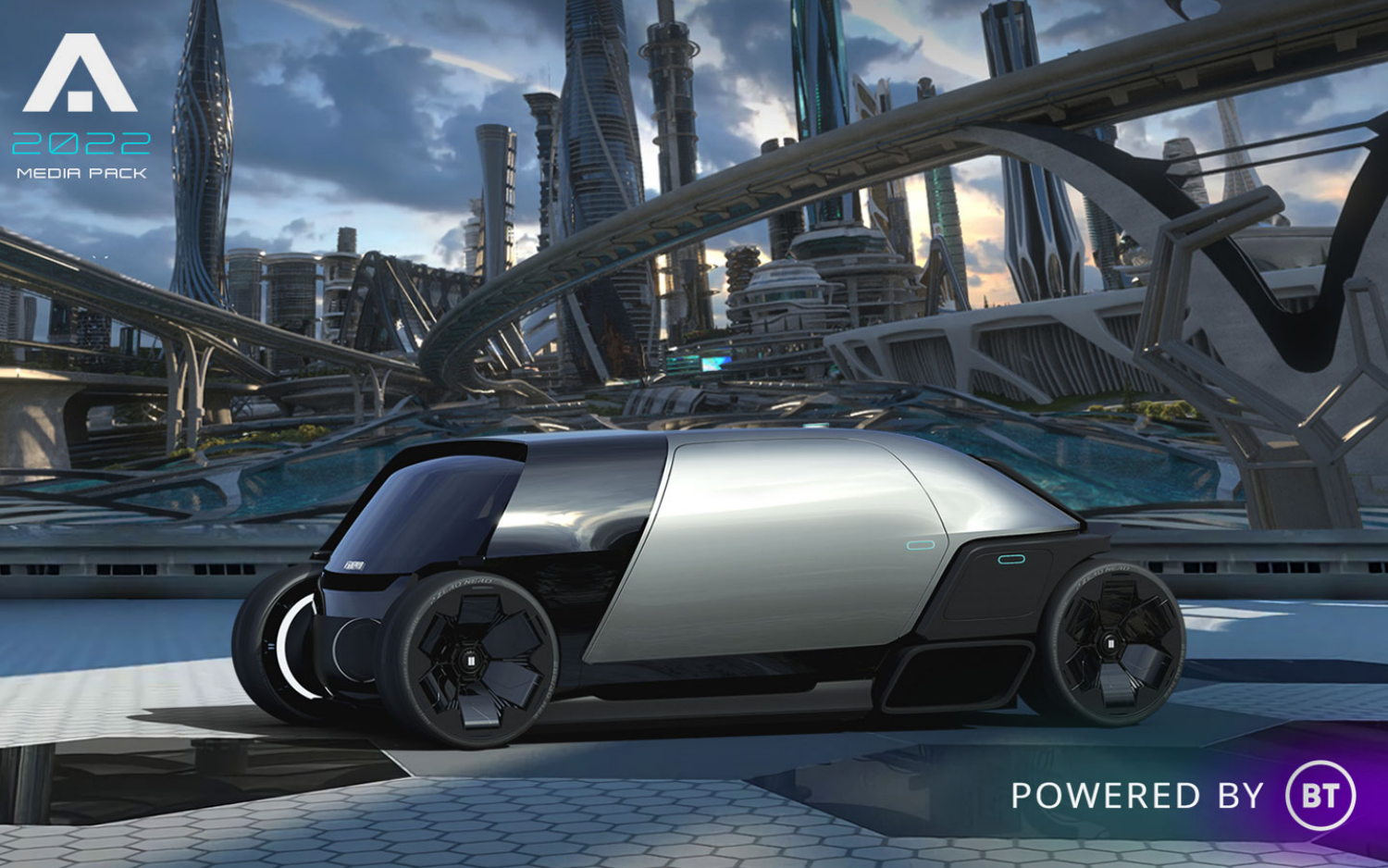2022

MEDIA PACK

POWERED BY BT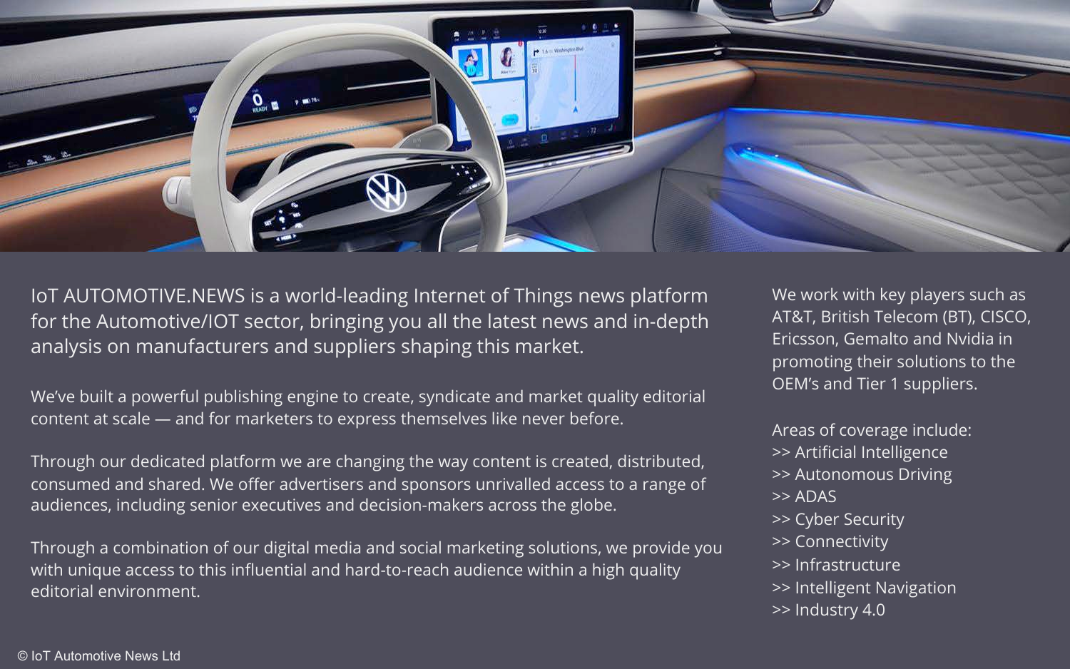IoT AUTOMOTIVE.NEWS is a world-leading Internet of Things news platform for the Automotive/IOT sector, bringing you all the latest news and in-depth analysis on manufacturers and suppliers shaping this market.

We've built a powerful publishing engine to create, syndicate and market quality editorial content at scale — and for marketers to express themselves like never before.

Through our dedicated platform we are changing the way content is created, distributed, consumed and shared. We offer advertisers and sponsors unrivalled access to a range of audiences, including senior executives and decision-makers across the globe.

Through a combination of our digital media and social marketing solutions, we provide you with unique access to this influential and hard-to-reach audience within a high quality editorial environment.

We work with key players such as AT&T, British Telecom (BT), CISCO, Ericsson, Gemalto and Nvidia in promoting their solutions to the OEM's and Tier 1 suppliers.

Areas of coverage include:
>> Artificial Intelligence
>> Autonomous Driving
>> ADAS
>> Cyber Security
>> Connectivity
>> Infrastructure
>> Intelligent Navigation
>> Industry 4.0

© IoT Automotive News Ltd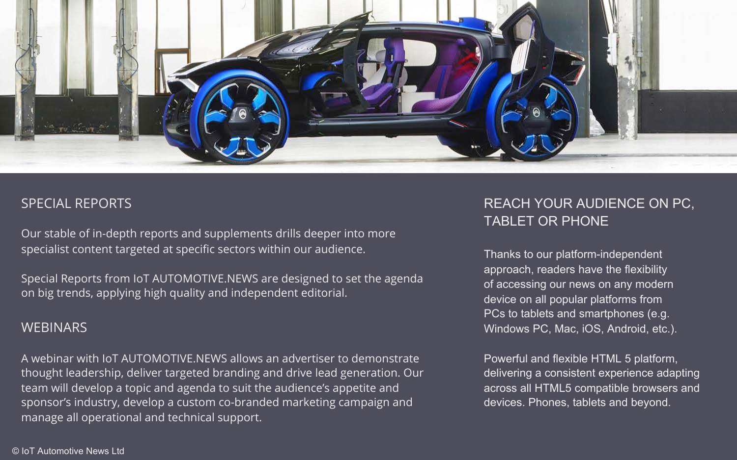## SPECIAL REPORTS

Our stable of in-depth reports and supplements drills deeper into more specialist content targeted at specific sectors within our audience.

Special Reports from IoT AUTOMOTIVE.NEWS are designed to set the agenda on big trends, applying high quality and independent editorial.

## WEBINARS

A webinar with IoT AUTOMOTIVE.NEWS allows an advertiser to demonstrate thought leadership, deliver targeted branding and drive lead generation. Our team will develop a topic and agenda to suit the audience's appetite and sponsor's industry, develop a custom co-branded marketing campaign and manage all operational and technical support.

## REACH YOUR AUDIENCE ON PC, TABLET OR PHONE

Thanks to our platform-independent approach, readers have the flexibility of accessing our news on any modern device on all popular platforms from PCs to tablets and smartphones (e.g. Windows PC, Mac, iOS, Android, etc.).

Powerful and flexible HTML 5 platform, delivering a consistent experience adapting across all HTML5 compatible browsers and devices. Phones, tablets and beyond.

© IoT Automotive News Ltd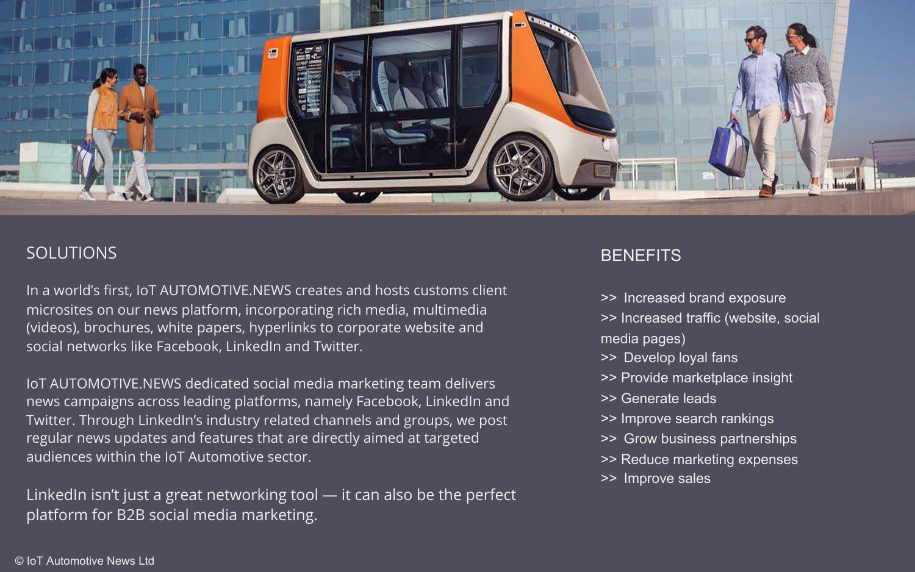## SOLUTIONS

In a world's first, IoT AUTOMOTIVE.NEWS creates and hosts customs client microsites on our news platform, incorporating rich media, multimedia (videos), brochures, white papers, hyperlinks to corporate website and social networks like Facebook, LinkedIn and Twitter.

IoT AUTOMOTIVE.NEWS dedicated social media marketing team delivers news campaigns across leading platforms, namely Facebook, LinkedIn and Twitter. Through LinkedIn's industry related channels and groups, we post regular news updates and features that are directly aimed at targeted audiences within the IoT Automotive sector.

LinkedIn isn't just a great networking tool — it can also be the perfect platform for B2B social media marketing.

## BENEFITS

>> Increased brand exposure
>> Increased traffic (website, social media pages)
>> Develop loyal fans
>> Provide marketplace insight
>> Generate leads
>> Improve search rankings
>> Grow business partnerships
>> Reduce marketing expenses
>> Improve sales

© IoT Automotive News Ltd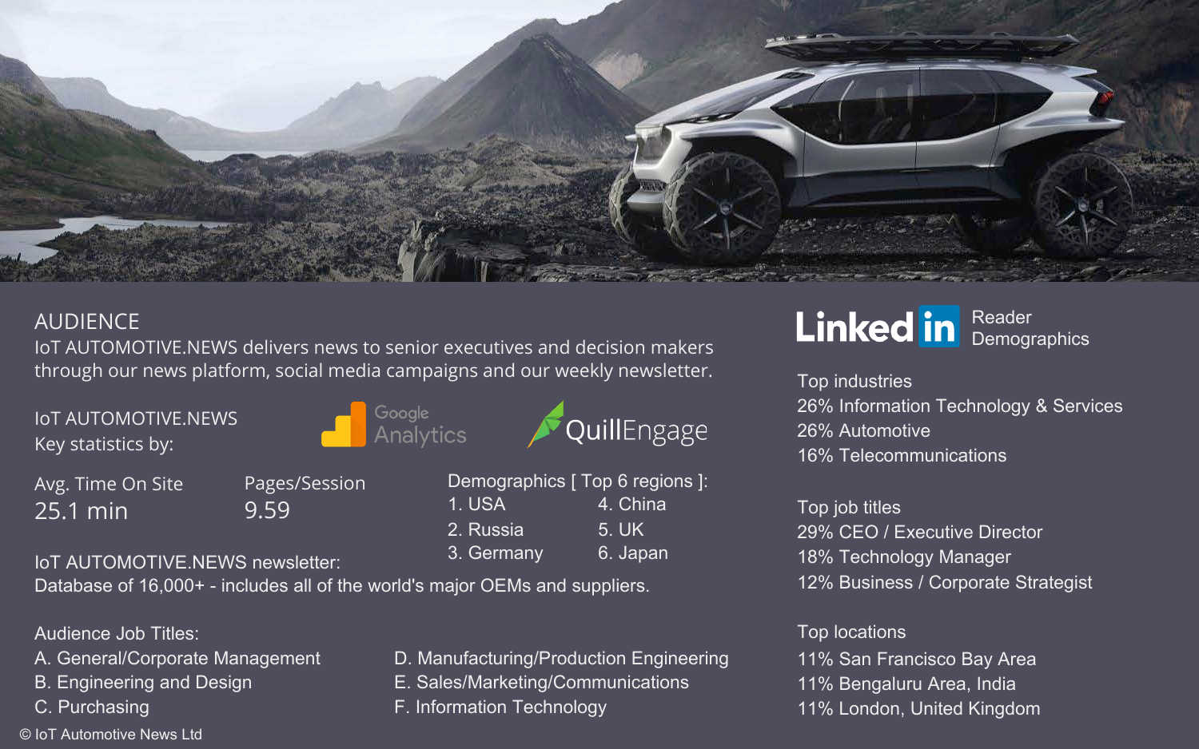## AUDIENCE

IoT AUTOMOTIVE.NEWS delivers news to senior executives and decision makers through our news platform, social media campaigns and our weekly newsletter.

IoT AUTOMOTIVE.NEWS
Key statistics by: Google Analytics QuillEngage

Avg. Time On Site
25.1 min

Pages/Session
9.59

Demographics [ Top 6 regions ]:

1. USA
2. Russia
3. Germany
4. China
5. UK
6. Japan

IoT AUTOMOTIVE.NEWS newsletter:
Database of 16,000+ - includes all of the world's major OEMs and suppliers.

Audience Job Titles:

A. General/Corporate Management
B. Engineering and Design
C. Purchasing
D. Manufacturing/Production Engineering
E. Sales/Marketing/Communications
F. Information Technology

## LinkedIn Reader Demographics

Top industries
26% Information Technology & Services
26% Automotive
16% Telecommunications

Top job titles
29% CEO / Executive Director
18% Technology Manager
12% Business / Corporate Strategist

Top locations
11% San Francisco Bay Area
11% Bengaluru Area, India
11% London, United Kingdom

© IoT Automotive News Ltd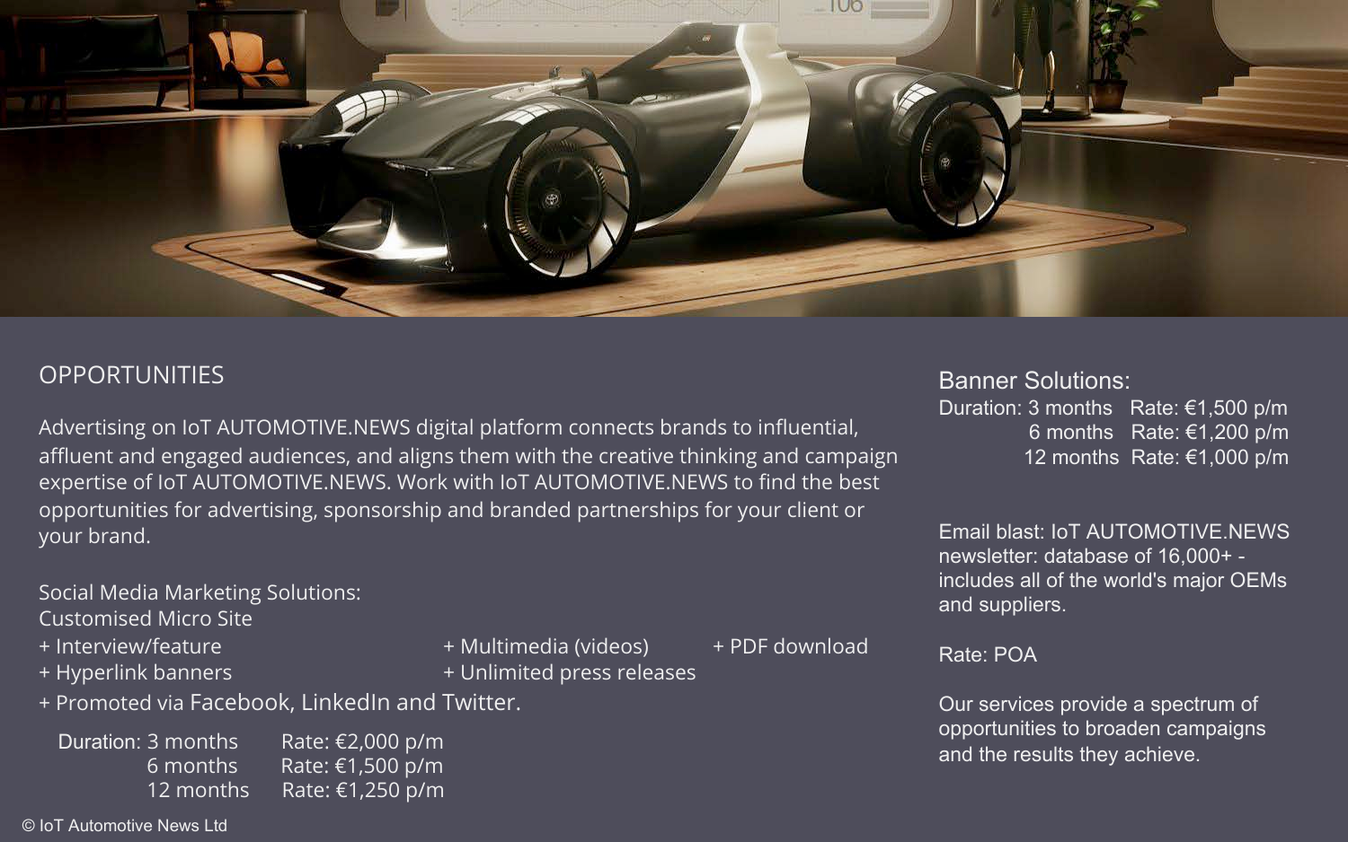## OPPORTUNITIES

Advertising on IoT AUTOMOTIVE.NEWS digital platform connects brands to influential, affluent and engaged audiences, and aligns them with the creative thinking and campaign expertise of IoT AUTOMOTIVE.NEWS. Work with IoT AUTOMOTIVE.NEWS to find the best opportunities for advertising, sponsorship and branded partnerships for your client or your brand.

Social Media Marketing Solutions:
Customised Micro Site

+ Interview/feature
+ Multimedia (videos)
+ PDF download
+ Hyperlink banners
+ Unlimited press releases
+ Promoted via Facebook, LinkedIn and Twitter.

| Duration | Rate |
|---|---|
| 3 months | €2,000 p/m |
| 6 months | €1,500 p/m |
| 12 months | €1,250 p/m |

### Banner Solutions:

| Duration | Rate |
|---|---|
| 3 months | €1,500 p/m |
| 6 months | €1,200 p/m |
| 12 months | €1,000 p/m |

Email blast: IoT AUTOMOTIVE.NEWS newsletter: database of 16,000+ - includes all of the world's major OEMs and suppliers.

Rate: POA

Our services provide a spectrum of opportunities to broaden campaigns and the results they achieve.

© IoT Automotive News Ltd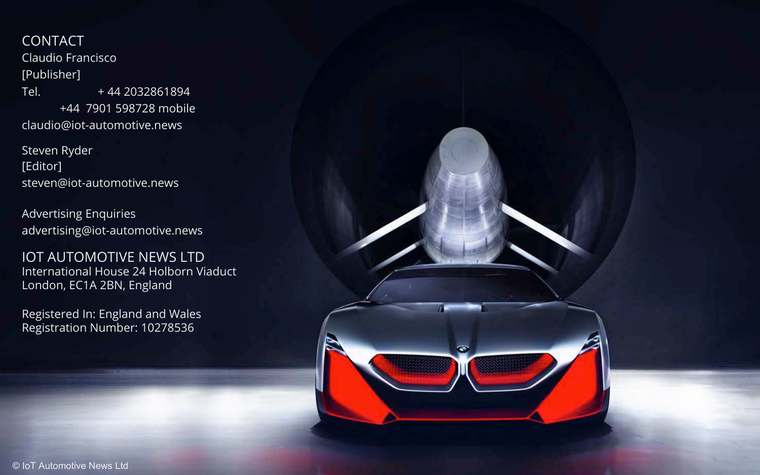# CONTACT

Claudio Francisco
[Publisher]
Tel. + 44 2032861894
+44 7901 598728 mobile
claudio@iot-automotive.news

Steven Ryder
[Editor]
steven@iot-automotive.news

Advertising Enquiries
advertising@iot-automotive.news

## IOT AUTOMOTIVE NEWS LTD

International House 24 Holborn Viaduct
London, EC1A 2BN, England

Registered In: England and Wales
Registration Number: 10278536

© IoT Automotive News Ltd